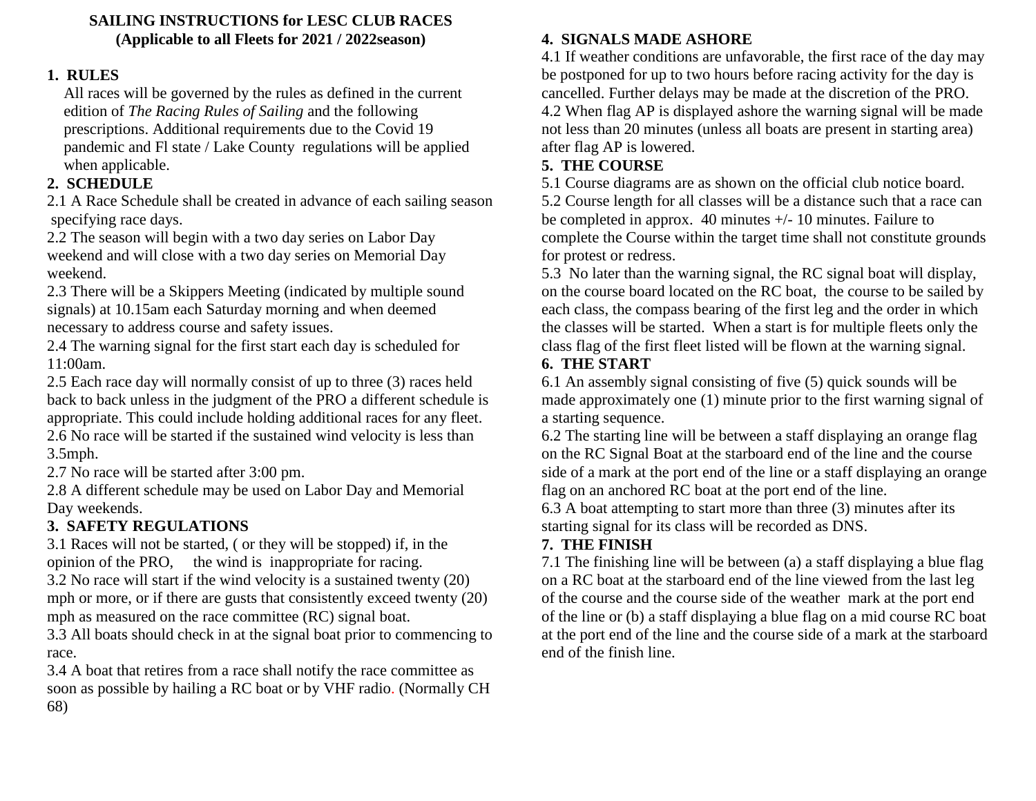# SAILING INSTRUCTIONS for LESC CLUB RACES
## (Applicable to all Fleets for 2021 / 2022season)

### 1. RULES

All races will be governed by the rules as defined in the current edition of *The Racing Rules of Sailing* and the following prescriptions. Additional requirements due to the Covid 19 pandemic and Fl state / Lake County regulations will be applied when applicable.

### 2. SCHEDULE

2.1 A Race Schedule shall be created in advance of each sailing season specifying race days.

2.2 The season will begin with a two day series on Labor Day weekend and will close with a two day series on Memorial Day weekend.

2.3 There will be a Skippers Meeting (indicated by multiple sound signals) at 10.15am each Saturday morning and when deemed necessary to address course and safety issues.

2.4 The warning signal for the first start each day is scheduled for 11:00am.

2.5 Each race day will normally consist of up to three (3) races held back to back unless in the judgment of the PRO a different schedule is appropriate. This could include holding additional races for any fleet.

2.6 No race will be started if the sustained wind velocity is less than 3.5mph.

2.7 No race will be started after 3:00 pm.

2.8 A different schedule may be used on Labor Day and Memorial Day weekends.

### 3. SAFETY REGULATIONS

3.1 Races will not be started, ( or they will be stopped) if, in the opinion of the PRO, the wind is inappropriate for racing.

3.2 No race will start if the wind velocity is a sustained twenty (20) mph or more, or if there are gusts that consistently exceed twenty (20) mph as measured on the race committee (RC) signal boat.

3.3 All boats should check in at the signal boat prior to commencing to race.

3.4 A boat that retires from a race shall notify the race committee as soon as possible by hailing a RC boat or by VHF radio. (Normally CH 68)

### 4. SIGNALS MADE ASHORE

4.1 If weather conditions are unfavorable, the first race of the day may be postponed for up to two hours before racing activity for the day is cancelled. Further delays may be made at the discretion of the PRO.

4.2 When flag AP is displayed ashore the warning signal will be made not less than 20 minutes (unless all boats are present in starting area) after flag AP is lowered.

### 5. THE COURSE

5.1 Course diagrams are as shown on the official club notice board.

5.2 Course length for all classes will be a distance such that a race can be completed in approx. 40 minutes +/- 10 minutes. Failure to complete the Course within the target time shall not constitute grounds for protest or redress.

5.3 No later than the warning signal, the RC signal boat will display, on the course board located on the RC boat, the course to be sailed by each class, the compass bearing of the first leg and the order in which the classes will be started. When a start is for multiple fleets only the class flag of the first fleet listed will be flown at the warning signal.

### 6. THE START

6.1 An assembly signal consisting of five (5) quick sounds will be made approximately one (1) minute prior to the first warning signal of a starting sequence.

6.2 The starting line will be between a staff displaying an orange flag on the RC Signal Boat at the starboard end of the line and the course side of a mark at the port end of the line or a staff displaying an orange flag on an anchored RC boat at the port end of the line.

6.3 A boat attempting to start more than three (3) minutes after its starting signal for its class will be recorded as DNS.

### 7. THE FINISH

7.1 The finishing line will be between (a) a staff displaying a blue flag on a RC boat at the starboard end of the line viewed from the last leg of the course and the course side of the weather mark at the port end of the line or (b) a staff displaying a blue flag on a mid course RC boat at the port end of the line and the course side of a mark at the starboard end of the finish line.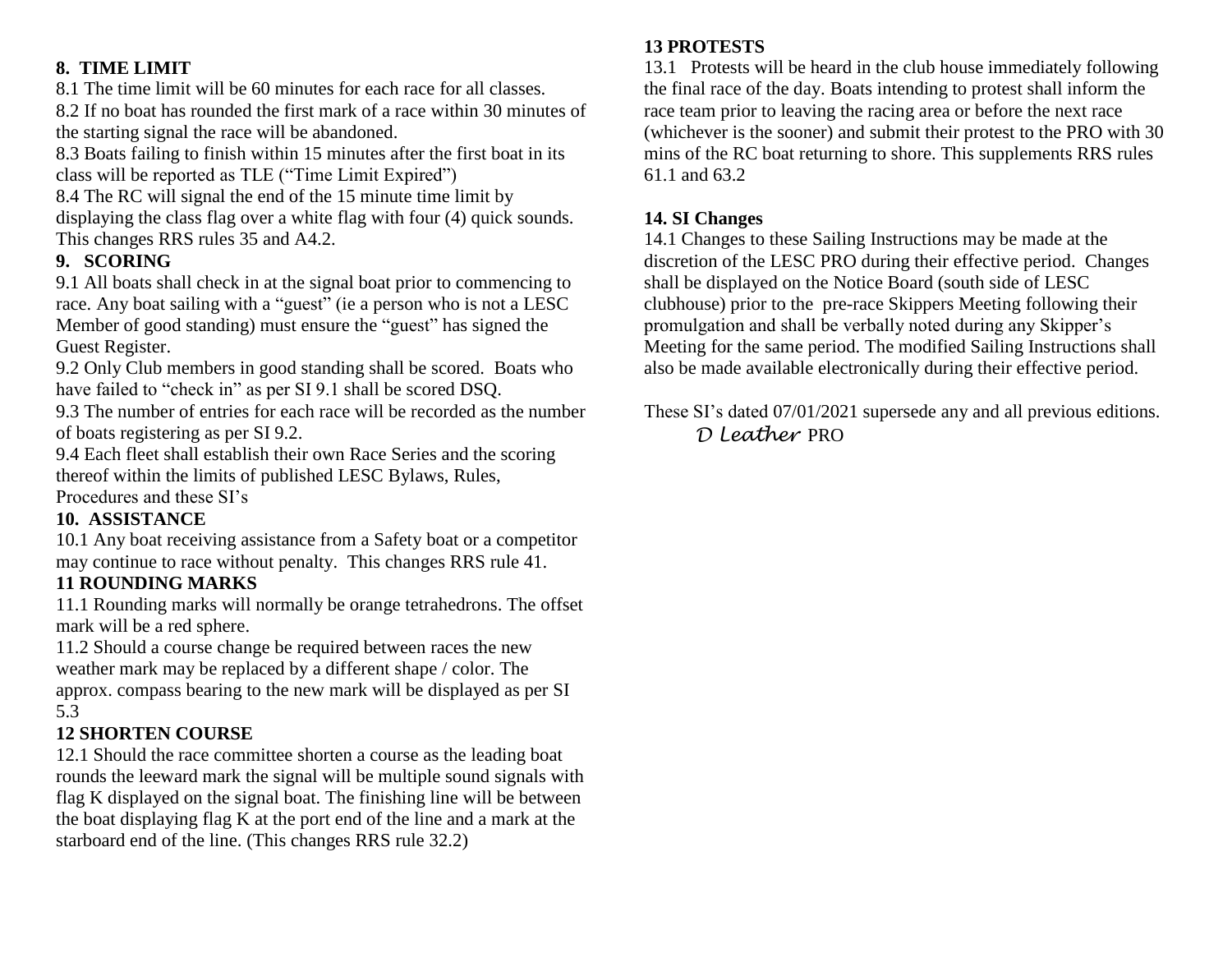## 8. TIME LIMIT

8.1 The time limit will be 60 minutes for each race for all classes.
8.2 If no boat has rounded the first mark of a race within 30 minutes of the starting signal the race will be abandoned.
8.3 Boats failing to finish within 15 minutes after the first boat in its class will be reported as TLE ("Time Limit Expired")
8.4 The RC will signal the end of the 15 minute time limit by displaying the class flag over a white flag with four (4) quick sounds. This changes RRS rules 35 and A4.2.

## 9. SCORING

9.1 All boats shall check in at the signal boat prior to commencing to race. Any boat sailing with a "guest" (ie a person who is not a LESC Member of good standing) must ensure the "guest" has signed the Guest Register.
9.2 Only Club members in good standing shall be scored. Boats who have failed to "check in" as per SI 9.1 shall be scored DSQ.
9.3 The number of entries for each race will be recorded as the number of boats registering as per SI 9.2.
9.4 Each fleet shall establish their own Race Series and the scoring thereof within the limits of published LESC Bylaws, Rules, Procedures and these SI's

## 10. ASSISTANCE

10.1 Any boat receiving assistance from a Safety boat or a competitor may continue to race without penalty. This changes RRS rule 41.

## 11 ROUNDING MARKS

11.1 Rounding marks will normally be orange tetrahedrons. The offset mark will be a red sphere.
11.2 Should a course change be required between races the new weather mark may be replaced by a different shape / color. The approx. compass bearing to the new mark will be displayed as per SI 5.3

## 12 SHORTEN COURSE

12.1 Should the race committee shorten a course as the leading boat rounds the leeward mark the signal will be multiple sound signals with flag K displayed on the signal boat. The finishing line will be between the boat displaying flag K at the port end of the line and a mark at the starboard end of the line. (This changes RRS rule 32.2)

## 13 PROTESTS

13.1 Protests will be heard in the club house immediately following the final race of the day. Boats intending to protest shall inform the race team prior to leaving the racing area or before the next race (whichever is the sooner) and submit their protest to the PRO with 30 mins of the RC boat returning to shore. This supplements RRS rules 61.1 and 63.2

## 14. SI Changes

14.1 Changes to these Sailing Instructions may be made at the discretion of the LESC PRO during their effective period. Changes shall be displayed on the Notice Board (south side of LESC clubhouse) prior to the pre-race Skippers Meeting following their promulgation and shall be verbally noted during any Skipper's Meeting for the same period. The modified Sailing Instructions shall also be made available electronically during their effective period.

These SI's dated 07/01/2021 supersede any and all previous editions.

*D Leather* PRO